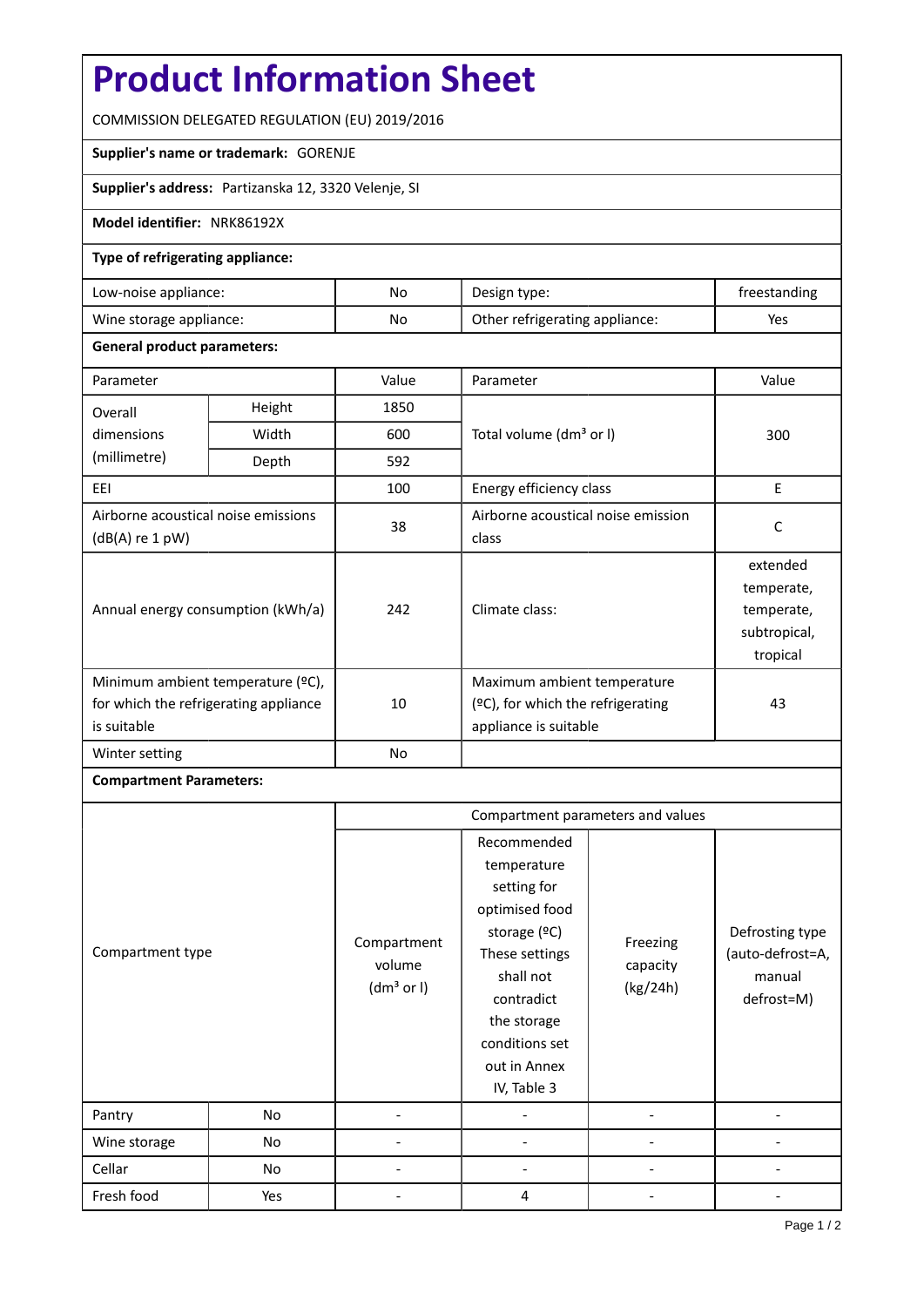# Product Information Sheet

COMMISSION DELEGATED REGULATION (EU) 2019/2016

**Supplier's name or trademark:** GORENJE

**Supplier's address:** Partizanska 12, 3320 Velenje, SI

**Model identifier:** NRK86192X

**Type of refrigerating appliance:**

| | | | |
|---|---|---|---|
| Low-noise appliance: | No | Design type: | freestanding |
| Wine storage appliance: | No | Other refrigerating appliance: | Yes |

**General product parameters:**

| Parameter | | Value | Parameter | Value |
|---|---|---|---|---|
| Overall dimensions (millimetre) | Height | 1850 | Total volume (dm³ or l) | 300 |
| | Width | 600 | | |
| | Depth | 592 | | |
| EEI | | 100 | Energy efficiency class | E |
| Airborne acoustical noise emissions (dB(A) re 1 pW) | | 38 | Airborne acoustical noise emission class | C |
| Annual energy consumption (kWh/a) | | 242 | Climate class: | extended temperate, temperate, subtropical, tropical |
| Minimum ambient temperature (ºC), for which the refrigerating appliance is suitable | | 10 | Maximum ambient temperature (ºC), for which the refrigerating appliance is suitable | 43 |
| Winter setting | | No | | |

**Compartment Parameters:**

| Compartment type | | Compartment parameters and values | | | |
|---|---|---|---|---|---|
| | | Compartment volume (dm³ or l) | Recommended temperature setting for optimised food storage (ºC) These settings shall not contradict the storage conditions set out in Annex IV, Table 3 | Freezing capacity (kg/24h) | Defrosting type (auto-defrost=A, manual defrost=M) |
| Pantry | No | - | - | - | - |
| Wine storage | No | - | - | - | - |
| Cellar | No | - | - | - | - |
| Fresh food | Yes | - | 4 | - | - |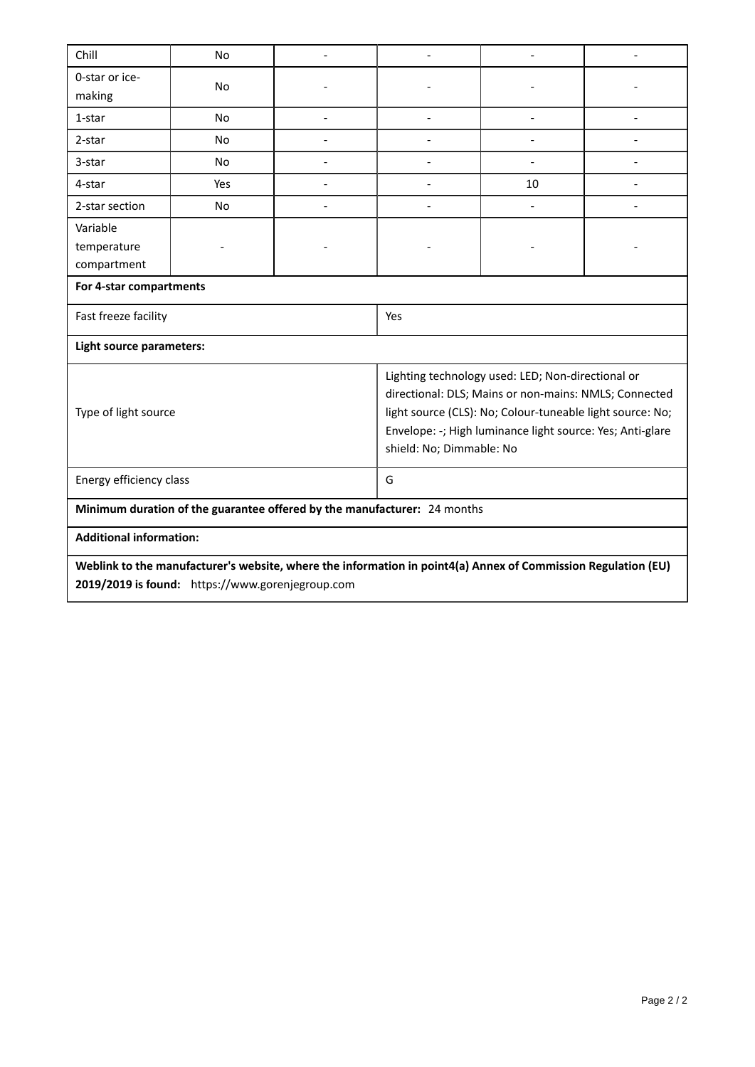| | | | | | |
|---|---|---|---|---|---|
| Chill | No | - | - | - | - |
| 0-star or ice-making | No | - | - | - | - |
| 1-star | No | - | - | - | - |
| 2-star | No | - | - | - | - |
| 3-star | No | - | - | - | - |
| 4-star | Yes | - | - | 10 | - |
| 2-star section | No | - | - | - | - |
| Variable temperature compartment | - | - | - | - | - |

**For 4-star compartments**

| | |
|---|---|
| Fast freeze facility | Yes |

**Light source parameters:**

| | |
|---|---|
| Type of light source | Lighting technology used: LED; Non-directional or directional: DLS; Mains or non-mains: NMLS; Connected light source (CLS): No; Colour-tuneable light source: No; Envelope: -; High luminance light source: Yes; Anti-glare shield: No; Dimmable: No |
| Energy efficiency class | G |

**Minimum duration of the guarantee offered by the manufacturer:** 24 months

**Additional information:**

**Weblink to the manufacturer's website, where the information in point4(a) Annex of Commission Regulation (EU) 2019/2019 is found:** https://www.gorenjegroup.com